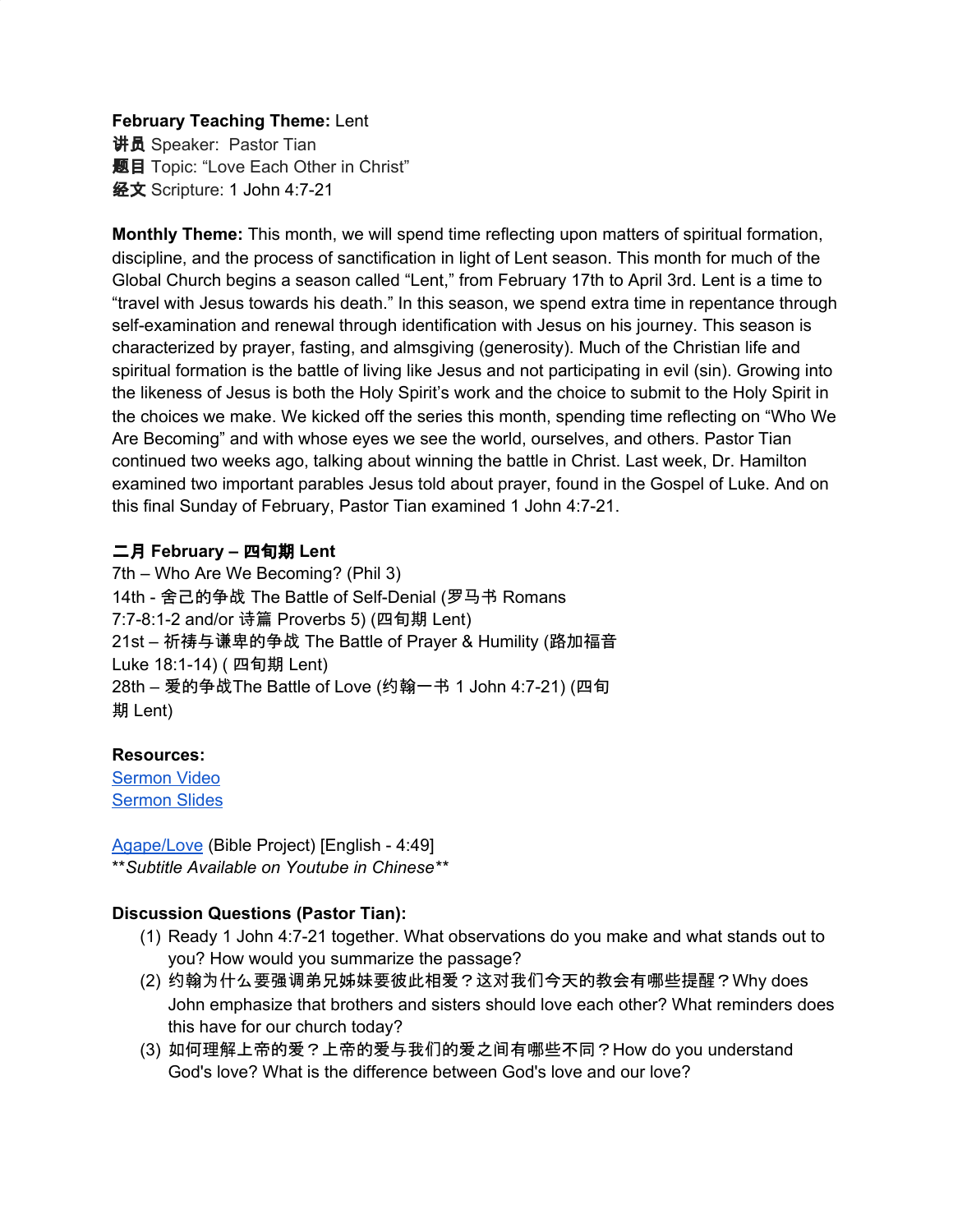**February Teaching Theme:** Lent
**讲员** Speaker: Pastor Tian
**题目** Topic: "Love Each Other in Christ"
**经文** Scripture: 1 John 4:7-21

**Monthly Theme:** This month, we will spend time reflecting upon matters of spiritual formation, discipline, and the process of sanctification in light of Lent season. This month for much of the Global Church begins a season called "Lent," from February 17th to April 3rd. Lent is a time to "travel with Jesus towards his death." In this season, we spend extra time in repentance through self-examination and renewal through identification with Jesus on his journey. This season is characterized by prayer, fasting, and almsgiving (generosity). Much of the Christian life and spiritual formation is the battle of living like Jesus and not participating in evil (sin). Growing into the likeness of Jesus is both the Holy Spirit's work and the choice to submit to the Holy Spirit in the choices we make. We kicked off the series this month, spending time reflecting on "Who We Are Becoming" and with whose eyes we see the world, ourselves, and others. Pastor Tian continued two weeks ago, talking about winning the battle in Christ. Last week, Dr. Hamilton examined two important parables Jesus told about prayer, found in the Gospel of Luke. And on this final Sunday of February, Pastor Tian examined 1 John 4:7-21.

**二月 February – 四旬期 Lent**
7th – Who Are We Becoming? (Phil 3)
14th - 舍己的争战 The Battle of Self-Denial (罗马书 Romans 7:7-8:1-2 and/or 诗篇 Proverbs 5) (四旬期 Lent)
21st – 祈祷与谦卑的争战 The Battle of Prayer & Humility (路加福音 Luke 18:1-14) ( 四旬期 Lent)
28th – 爱的争战The Battle of Love (约翰一书 1 John 4:7-21) (四旬期 Lent)

**Resources:**
Sermon Video
Sermon Slides

Agape/Love (Bible Project) [English - 4:49]
***Subtitle Available on Youtube in Chinese***

**Discussion Questions (Pastor Tian):**

(1) Ready 1 John 4:7-21 together. What observations do you make and what stands out to you? How would you summarize the passage?
(2) 约翰为什么要强调弟兄姊妹要彼此相爱？这对我们今天的教会有哪些提醒？Why does John emphasize that brothers and sisters should love each other? What reminders does this have for our church today?
(3) 如何理解上帝的爱？上帝的爱与我们的爱之间有哪些不同？How do you understand God's love? What is the difference between God's love and our love?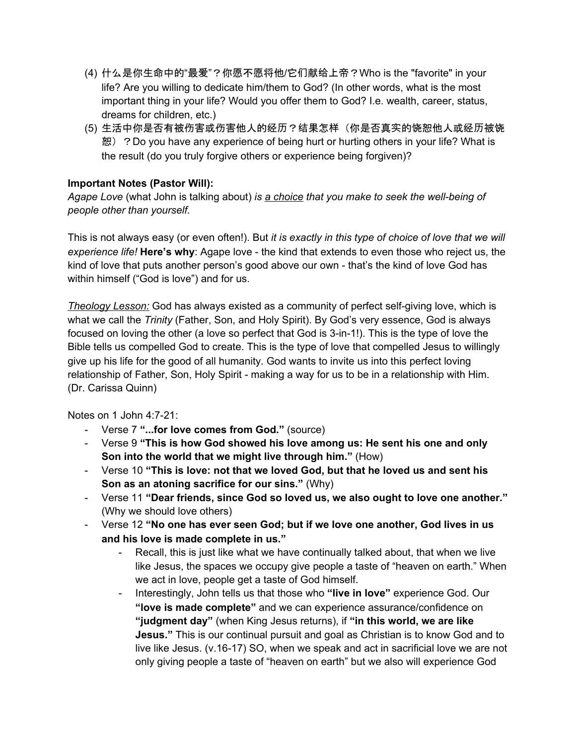(4) 什么是你生命中的“最爱”？你愿不愿将他/它们献给上帝？Who is the "favorite" in your life? Are you willing to dedicate him/them to God? (In other words, what is the most important thing in your life? Would you offer them to God? I.e. wealth, career, status, dreams for children, etc.)

(5) 生活中你是否有被伤害或伤害他人的经历？结果怎样（你是否真实的饶恕他人或经历被饶恕）？Do you have any experience of being hurt or hurting others in your life? What is the result (do you truly forgive others or experience being forgiven)?

**Important Notes (Pastor Will):**

*Agape Love* (what John is talking about) *is <u>a choice</u> that you make to seek the well-being of people other than yourself.*

This is not always easy (or even often!). But *it is exactly in this type of choice of love that we will experience life!* **Here's why**: Agape love - the kind that extends to even those who reject us, the kind of love that puts another person's good above our own - that's the kind of love God has within himself ("God is love") and for us.

<u>*Theology Lesson:*</u> God has always existed as a community of perfect self-giving love, which is what we call the *Trinity* (Father, Son, and Holy Spirit). By God's very essence, God is always focused on loving the other (a love so perfect that God is 3-in-1!). This is the type of love the Bible tells us compelled God to create. This is the type of love that compelled Jesus to willingly give up his life for the good of all humanity. God wants to invite us into this perfect loving relationship of Father, Son, Holy Spirit - making a way for us to be in a relationship with Him. (Dr. Carissa Quinn)

Notes on 1 John 4:7-21:

- Verse 7 **"...for love comes from God."** (source)
- Verse 9 **"This is how God showed his love among us: He sent his one and only Son into the world that we might live through him."** (How)
- Verse 10 **"This is love: not that we loved God, but that he loved us and sent his Son as an atoning sacrifice for our sins."** (Why)
- Verse 11 **"Dear friends, since God so loved us, we also ought to love one another."** (Why we should love others)
- Verse 12 **"No one has ever seen God; but if we love one another, God lives in us and his love is made complete in us."**
    - Recall, this is just like what we have continually talked about, that when we live like Jesus, the spaces we occupy give people a taste of "heaven on earth." When we act in love, people get a taste of God himself.
    - Interestingly, John tells us that those who **"live in love"** experience God. Our **"love is made complete"** and we can experience assurance/confidence on **"judgment day"** (when King Jesus returns), if **"in this world, we are like Jesus."** This is our continual pursuit and goal as Christian is to know God and to live like Jesus. (v.16-17) SO, when we speak and act in sacrificial love we are not only giving people a taste of "heaven on earth" but we also will experience God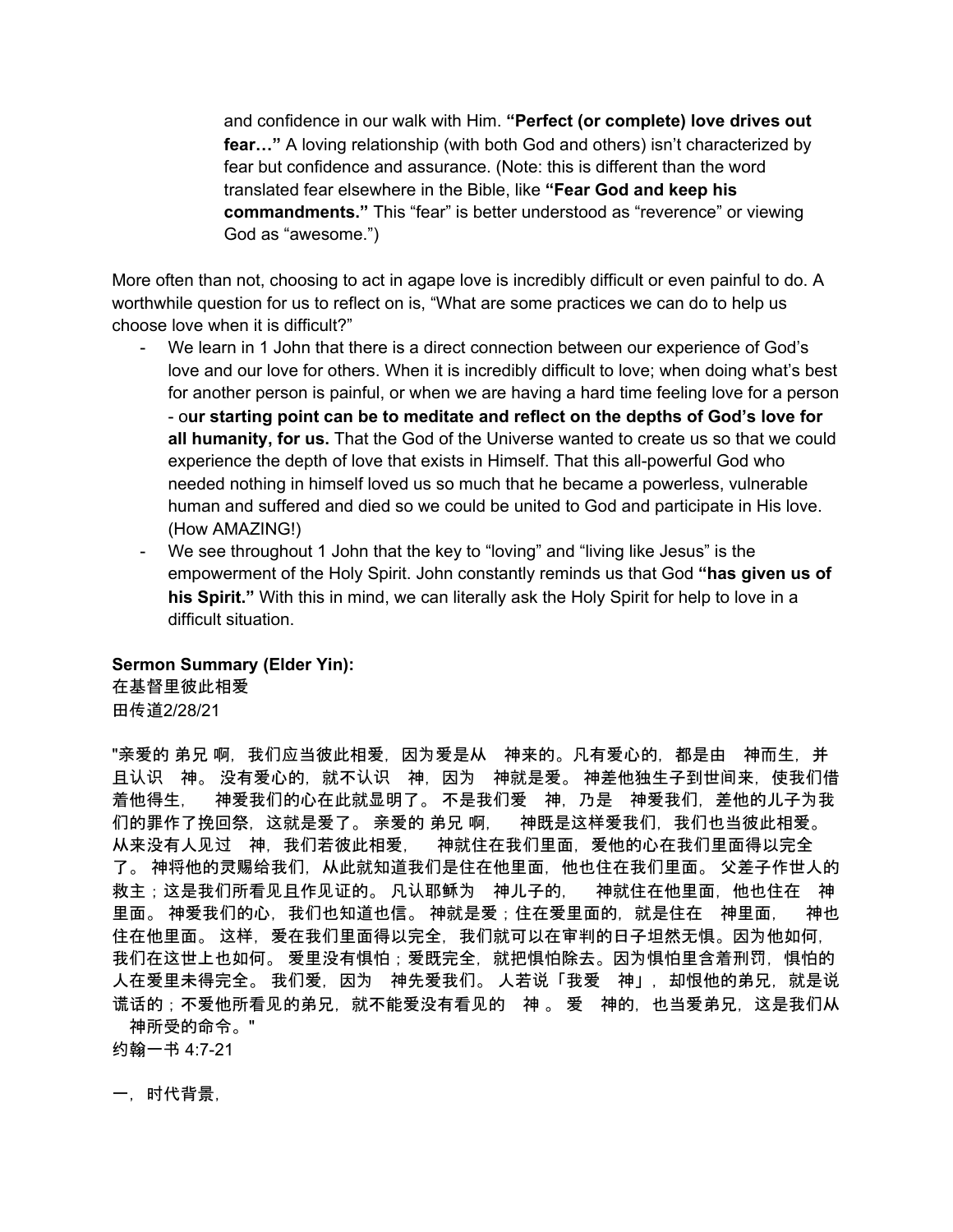and confidence in our walk with Him. **"Perfect (or complete) love drives out fear…"** A loving relationship (with both God and others) isn't characterized by fear but confidence and assurance. (Note: this is different than the word translated fear elsewhere in the Bible, like **"Fear God and keep his commandments."** This "fear" is better understood as "reverence" or viewing God as "awesome.")

More often than not, choosing to act in agape love is incredibly difficult or even painful to do. A worthwhile question for us to reflect on is, "What are some practices we can do to help us choose love when it is difficult?"

- We learn in 1 John that there is a direct connection between our experience of God's love and our love for others. When it is incredibly difficult to love; when doing what's best for another person is painful, or when we are having a hard time feeling love for a person - o**ur starting point can be to meditate and reflect on the depths of God's love for all humanity, for us.** That the God of the Universe wanted to create us so that we could experience the depth of love that exists in Himself. That this all-powerful God who needed nothing in himself loved us so much that he became a powerless, vulnerable human and suffered and died so we could be united to God and participate in His love. (How AMAZING!)
- We see throughout 1 John that the key to "loving" and "living like Jesus" is the empowerment of the Holy Spirit. John constantly reminds us that God **"has given us of his Spirit."** With this in mind, we can literally ask the Holy Spirit for help to love in a difficult situation.

**Sermon Summary (Elder Yin):**

在基督里彼此相爱

田传道2/28/21

"亲爱的 弟兄 啊，我们应当彼此相爱，因为爱是从　神来的。凡有爱心的，都是由　神而生，并且认识　神。 没有爱心的，就不认识　神，因为　神就是爱。 神差他独生子到世间来，使我们借着他得生，　神爱我们的心在此就显明了。 不是我们爱　神，乃是　神爱我们，差他的儿子为我们的罪作了挽回祭，这就是爱了。 亲爱的 弟兄 啊，　神既是这样爱我们，我们也当彼此相爱。 从来没有人见过　神，我们若彼此相爱，　神就住在我们里面，爱他的心在我们里面得以完全了。 神将他的灵赐给我们，从此就知道我们是住在他里面，他也住在我们里面。 父差子作世人的救主；这是我们所看见且作见证的。 凡认耶稣为　神儿子的，　神就住在他里面，他也住在　神里面。 神爱我们的心，我们也知道也信。 神就是爱；住在爱里面的，就是住在　神里面，　神也住在他里面。 这样，爱在我们里面得以完全，我们就可以在审判的日子坦然无惧。因为他如何，我们在这世上也如何。 爱里没有惧怕；爱既完全，就把惧怕除去。因为惧怕里含着刑罚，惧怕的人在爱里未得完全。 我们爱，因为　神先爱我们。 人若说「我爱　神」，却恨他的弟兄，就是说谎话的；不爱他所看见的弟兄，就不能爱没有看见的　神 。 爱　神的，也当爱弟兄，这是我们从　神所受的命令。"

约翰一书 4:7-21

一，时代背景，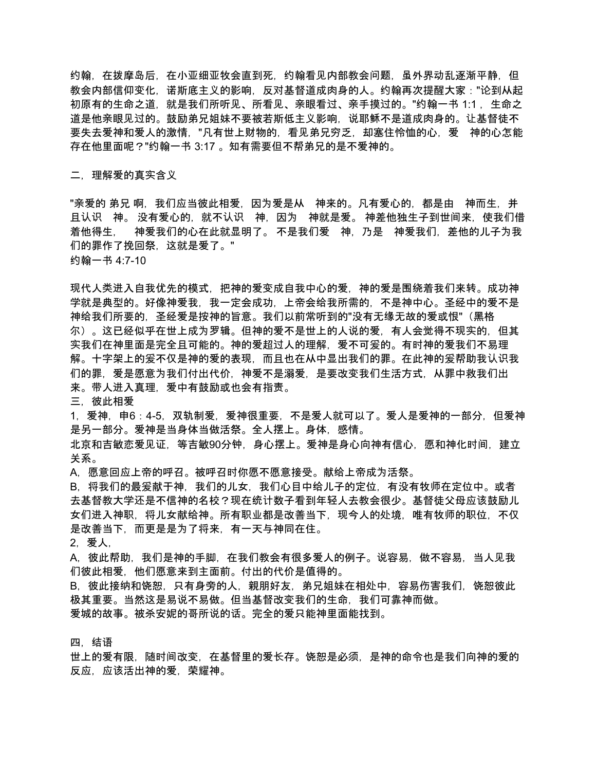约翰，在拔摩岛后，在小亚细亚牧会直到死，约翰看见内部教会问题，虽外界动乱逐渐平静，但教会内部信仰变化，诺斯底主义的影响，反对基督道成肉身的人。约翰再次提醒大家："论到从起初原有的生命之道，就是我们所听见、所看见、亲眼看过、亲手摸过的。"约翰一书 1:1，生命之道是他亲眼见过的。鼓励弟兄姐妹不要被若斯低主义影响，说耶稣不是道成肉身的。让基督徒不要失去爱神和爱人的激情，"凡有世上财物的，看见弟兄穷乏，却塞住怜恤的心，爱　神的心怎能存在他里面呢？"约翰一书 3:17 。知有需要但不帮弟兄的是不爱神的。

## 二，理解爱的真实含义

"亲爱的 弟兄 啊，我们应当彼此相爱，因为爱是从　神来的。凡有爱心的，都是由　神而生，并且认识　神。 没有爱心的，就不认识　神，因为　神就是爱。 神差他独生子到世间来，使我们借着他得生，　神爱我们的心在此就显明了。 不是我们爱　神，乃是　神爱我们，差他的儿子为我们的罪作了挽回祭，这就是爱了。"
约翰一书 4:7-10

现代人类进入自我优先的模式，把神的爱变成自我中心的爱，神的爱是围绕着我们来转。成功神学就是典型的。好像神爱我，我一定会成功，上帝会给我所需的，不是神中心。圣经中的爱不是神给我们所要的，圣经爱是按神的旨意。我们以前常听到的"没有无缘无故的爱或恨"（黑格尔）。这已经似乎在世上成为罗辑。但神的爱不是世上的人说的爱，有人会觉得不现实的，但其实我们在神里面是完全且可能的。神的爱超过人的理解，爱不可爱的。有时神的爱我们不易理解。十字架上的爰不仅是神的爱的表现，而且也在从中显出我们的罪。在此神的爰帮助我认识我们的罪，爱是愿意为我们付出代价，神爱不是溺爱，是要改变我们生活方式，从罪中救我们出来。带人进入真理，爱中有鼓励或也会有指责。

## 三，彼此相爱

1，爱神，申6：4-5，双轨制爱，爱神很重要，不是爱人就可以了。爱人是爱神的一部分，但爱神是另一部分。爱神是当身体当做活祭。全人摆上。身体，感情。
北京和吉敏恋爱见证，等吉敏90分钟，身心摆上。爱神是身心向神有信心，愿和神化时间，建立关系。
A，愿意回应上帝的呼召。被呼召时你愿不愿意接受。献给上帝成为活祭。
B，将我们的最爰献于神，我们的儿女，我们心目中给儿子的定位，有没有牧师在定位中。或者去基督教大学还是不信神的名校？现在统计数子看到年轻人去教会很少。基督徒父母应该鼓励儿女们进入神职，将儿女献给神。所有职业都是改善当下，现今人的处境，唯有牧师的职位，不仅是改善当下，而更是是为了将来，有一天与神同在住。
2，爱人，
A，彼此帮助，我们是神的手脚，在我们教会有很多爱人的例子。说容易，做不容易，当人见我们彼此相爱，他们愿意来到主面前。付出的代价是值得的。
B，彼此接纳和饶恕，只有身旁的人，親朋好友，弟兄姐妹在相处中，容易伤害我们，饶恕彼此极其重要。当然这是易说不易做。但当基督改变我们的生命，我们可靠神而做。
爱城的故事。被杀安妮的哥所说的话。完全的爱只能神里面能找到。

## 四，结语

世上的爱有限，随时间改变，在基督里的爱长存。饶恕是必须，是神的命令也是我们向神的爱的反应，应该活出神的爱，荣耀神。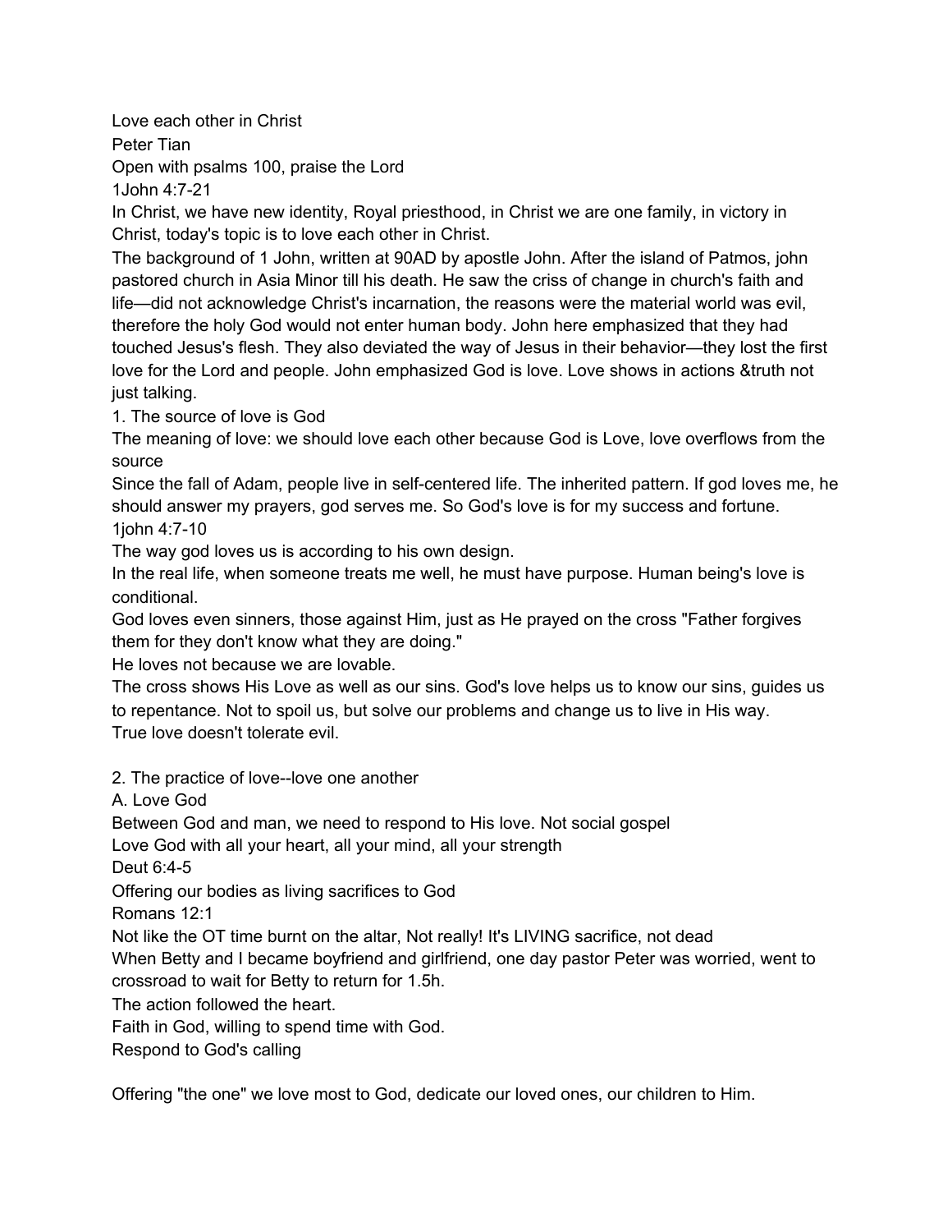Love each other in Christ

Peter Tian

Open with psalms 100, praise the Lord

1John 4:7-21

In Christ, we have new identity, Royal priesthood, in Christ we are one family, in victory in Christ, today's topic is to love each other in Christ.

The background of 1 John, written at 90AD by apostle John. After the island of Patmos, john pastored church in Asia Minor till his death. He saw the criss of change in church's faith and life—did not acknowledge Christ's incarnation, the reasons were the material world was evil, therefore the holy God would not enter human body. John here emphasized that they had touched Jesus's flesh. They also deviated the way of Jesus in their behavior—they lost the first love for the Lord and people. John emphasized God is love. Love shows in actions &truth not just talking.

1. The source of love is God

The meaning of love: we should love each other because God is Love, love overflows from the source

Since the fall of Adam, people live in self-centered life. The inherited pattern. If god loves me, he should answer my prayers, god serves me. So God's love is for my success and fortune.

1john 4:7-10

The way god loves us is according to his own design.

In the real life, when someone treats me well, he must have purpose. Human being's love is conditional.

God loves even sinners, those against Him, just as He prayed on the cross "Father forgives them for they don't know what they are doing."

He loves not because we are lovable.

The cross shows His Love as well as our sins. God's love helps us to know our sins, guides us to repentance. Not to spoil us, but solve our problems and change us to live in His way.

True love doesn't tolerate evil.

2. The practice of love--love one another

A. Love God

Between God and man, we need to respond to His love. Not social gospel

Love God with all your heart, all your mind, all your strength

Deut 6:4-5

Offering our bodies as living sacrifices to God

Romans 12:1

Not like the OT time burnt on the altar, Not really! It's LIVING sacrifice, not dead

When Betty and I became boyfriend and girlfriend, one day pastor Peter was worried, went to crossroad to wait for Betty to return for 1.5h.

The action followed the heart.

Faith in God, willing to spend time with God.

Respond to God's calling

Offering "the one" we love most to God, dedicate our loved ones, our children to Him.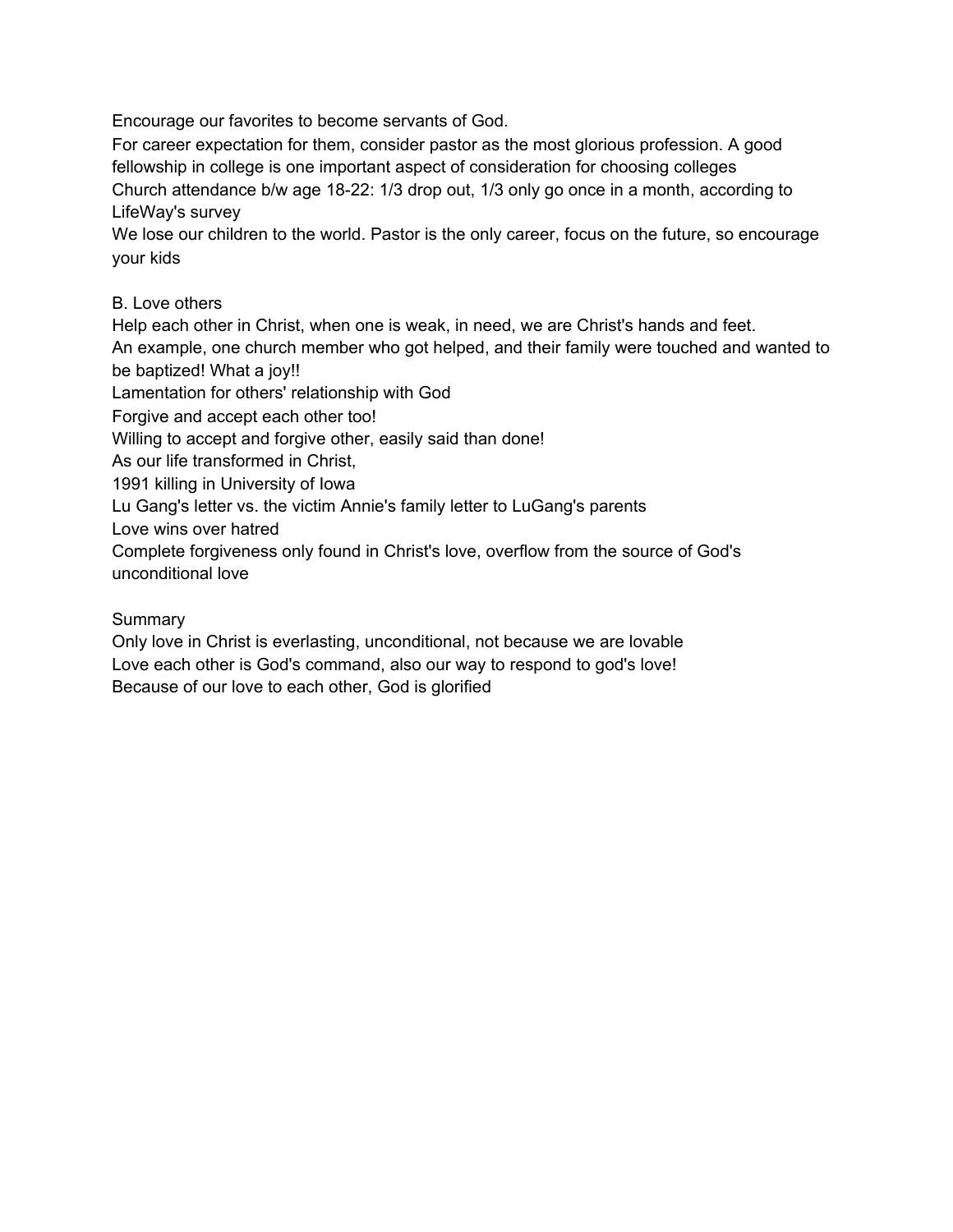Encourage our favorites to become servants of God.
For career expectation for them, consider pastor as the most glorious profession. A good fellowship in college is one important aspect of consideration for choosing colleges
Church attendance b/w age 18-22: 1/3 drop out, 1/3 only go once in a month, according to LifeWay's survey
We lose our children to the world. Pastor is the only career, focus on the future, so encourage your kids

B. Love others
Help each other in Christ, when one is weak, in need, we are Christ's hands and feet.
An example, one church member who got helped, and their family were touched and wanted to be baptized! What a joy!!
Lamentation for others' relationship with God
Forgive and accept each other too!
Willing to accept and forgive other, easily said than done!
As our life transformed in Christ,
1991 killing in University of Iowa
Lu Gang's letter vs. the victim Annie's family letter to LuGang's parents
Love wins over hatred
Complete forgiveness only found in Christ's love, overflow from the source of God's unconditional love

Summary
Only love in Christ is everlasting, unconditional, not because we are lovable
Love each other is God's command, also our way to respond to god's love!
Because of our love to each other, God is glorified